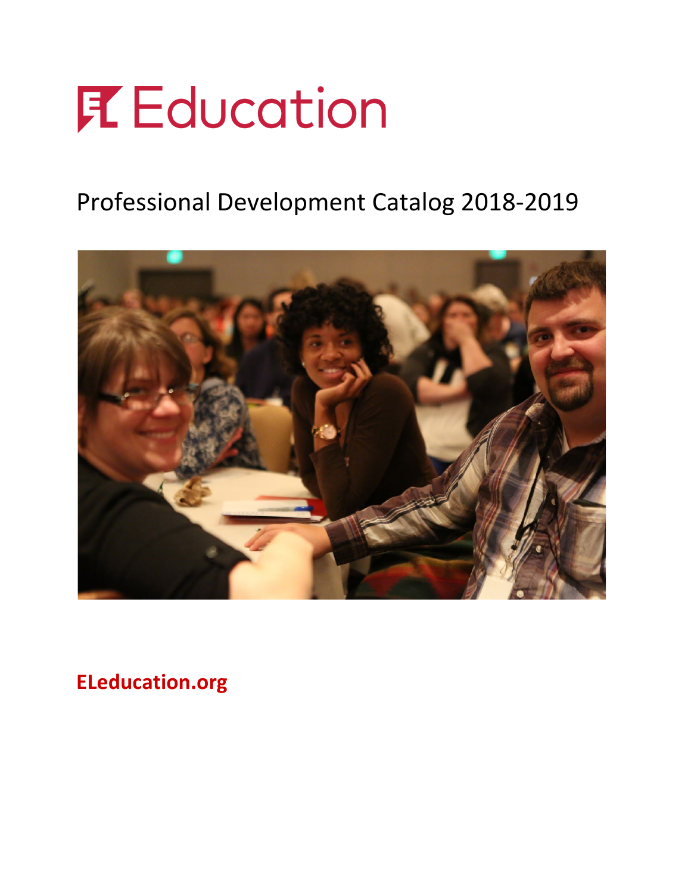# EL Education

## Professional Development Catalog 2018-2019

**ELeducation.org**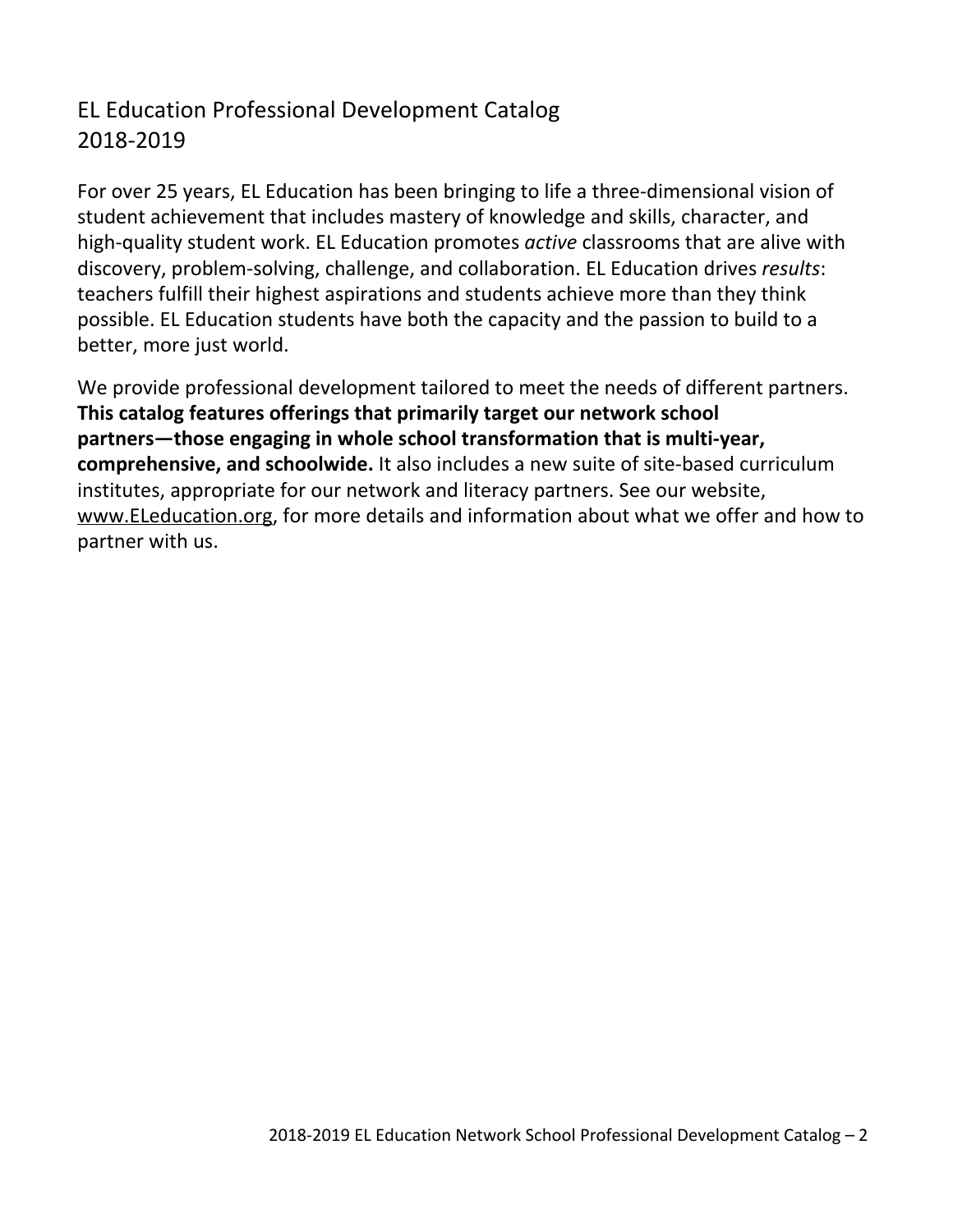# EL Education Professional Development Catalog 2018-2019

For over 25 years, EL Education has been bringing to life a three-dimensional vision of student achievement that includes mastery of knowledge and skills, character, and high-quality student work. EL Education promotes *active* classrooms that are alive with discovery, problem-solving, challenge, and collaboration. EL Education drives *results*: teachers fulfill their highest aspirations and students achieve more than they think possible. EL Education students have both the capacity and the passion to build to a better, more just world.

We provide professional development tailored to meet the needs of different partners. **This catalog features offerings that primarily target our network school partners—those engaging in whole school transformation that is multi-year, comprehensive, and schoolwide.** It also includes a new suite of site-based curriculum institutes, appropriate for our network and literacy partners. See our website, www.ELeducation.org, for more details and information about what we offer and how to partner with us.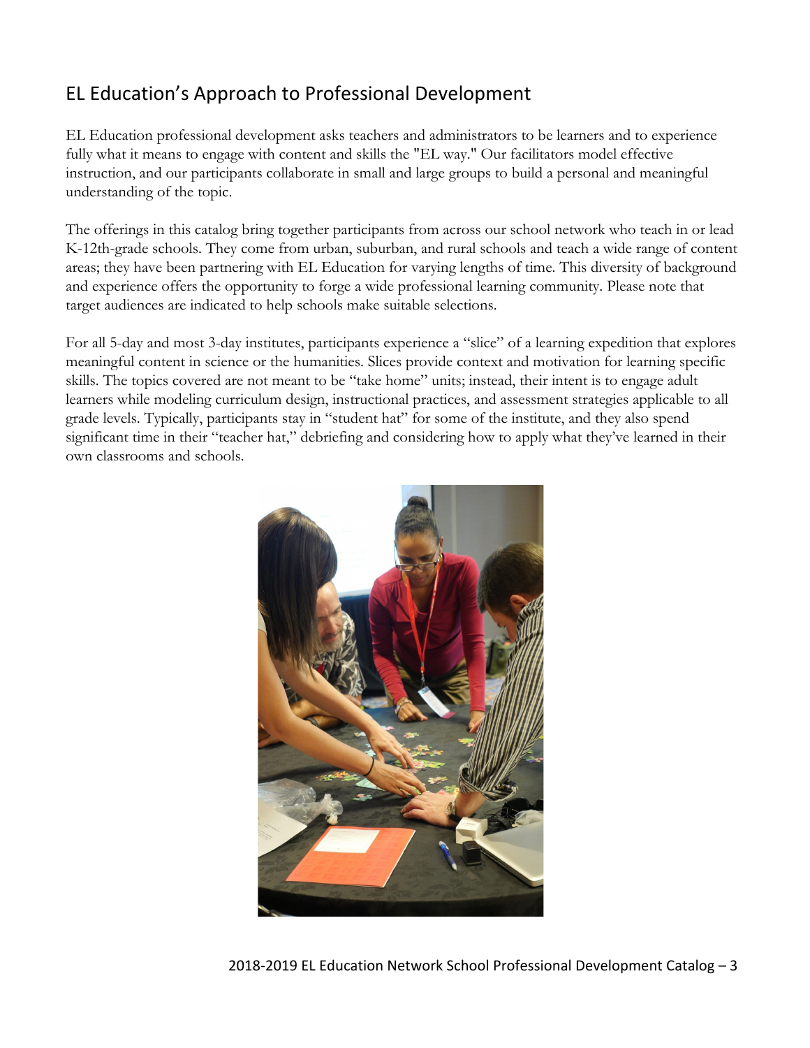## EL Education's Approach to Professional Development

EL Education professional development asks teachers and administrators to be learners and to experience fully what it means to engage with content and skills the "EL way." Our facilitators model effective instruction, and our participants collaborate in small and large groups to build a personal and meaningful understanding of the topic.

The offerings in this catalog bring together participants from across our school network who teach in or lead K-12th-grade schools. They come from urban, suburban, and rural schools and teach a wide range of content areas; they have been partnering with EL Education for varying lengths of time. This diversity of background and experience offers the opportunity to forge a wide professional learning community. Please note that target audiences are indicated to help schools make suitable selections.

For all 5-day and most 3-day institutes, participants experience a "slice" of a learning expedition that explores meaningful content in science or the humanities. Slices provide context and motivation for learning specific skills. The topics covered are not meant to be "take home" units; instead, their intent is to engage adult learners while modeling curriculum design, instructional practices, and assessment strategies applicable to all grade levels. Typically, participants stay in "student hat" for some of the institute, and they also spend significant time in their "teacher hat," debriefing and considering how to apply what they've learned in their own classrooms and schools.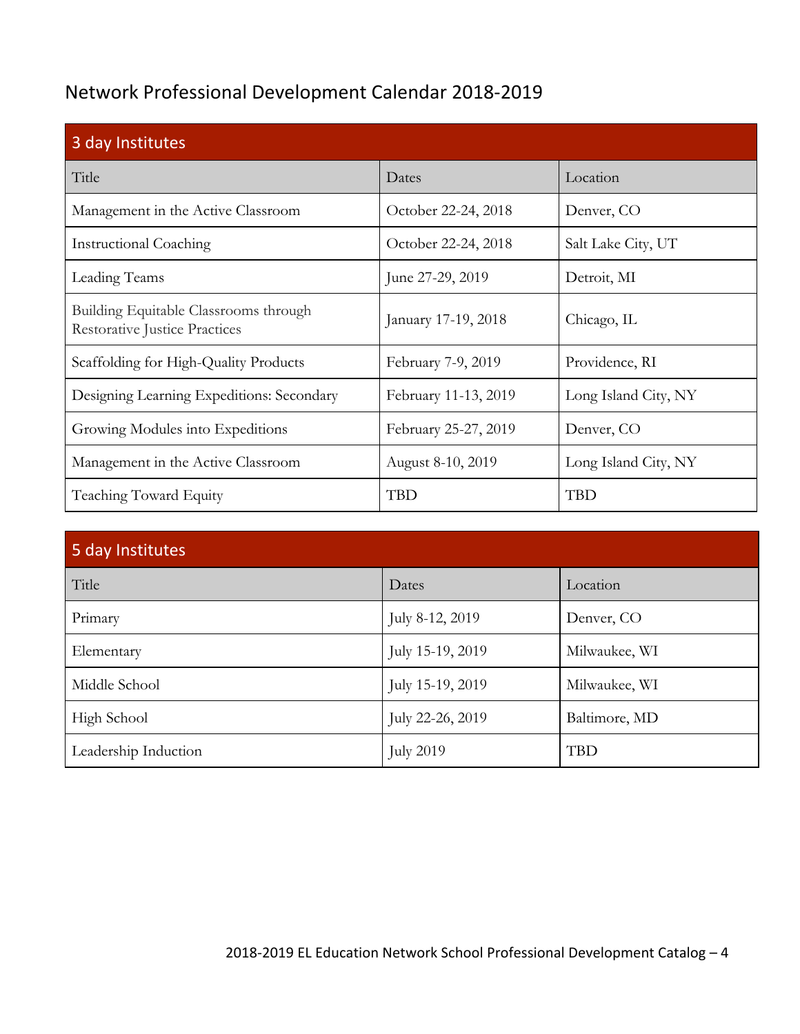# Network Professional Development Calendar 2018-2019

| 3 day Institutes | | |
|---|---|---|
| Title | Dates | Location |
| Management in the Active Classroom | October 22-24, 2018 | Denver, CO |
| Instructional Coaching | October 22-24, 2018 | Salt Lake City, UT |
| Leading Teams | June 27-29, 2019 | Detroit, MI |
| Building Equitable Classrooms through Restorative Justice Practices | January 17-19, 2018 | Chicago, IL |
| Scaffolding for High-Quality Products | February 7-9, 2019 | Providence, RI |
| Designing Learning Expeditions: Secondary | February 11-13, 2019 | Long Island City, NY |
| Growing Modules into Expeditions | February 25-27, 2019 | Denver, CO |
| Management in the Active Classroom | August 8-10, 2019 | Long Island City, NY |
| Teaching Toward Equity | TBD | TBD |

| 5 day Institutes | | |
|---|---|---|
| Title | Dates | Location |
| Primary | July 8-12, 2019 | Denver, CO |
| Elementary | July 15-19, 2019 | Milwaukee, WI |
| Middle School | July 15-19, 2019 | Milwaukee, WI |
| High School | July 22-26, 2019 | Baltimore, MD |
| Leadership Induction | July 2019 | TBD |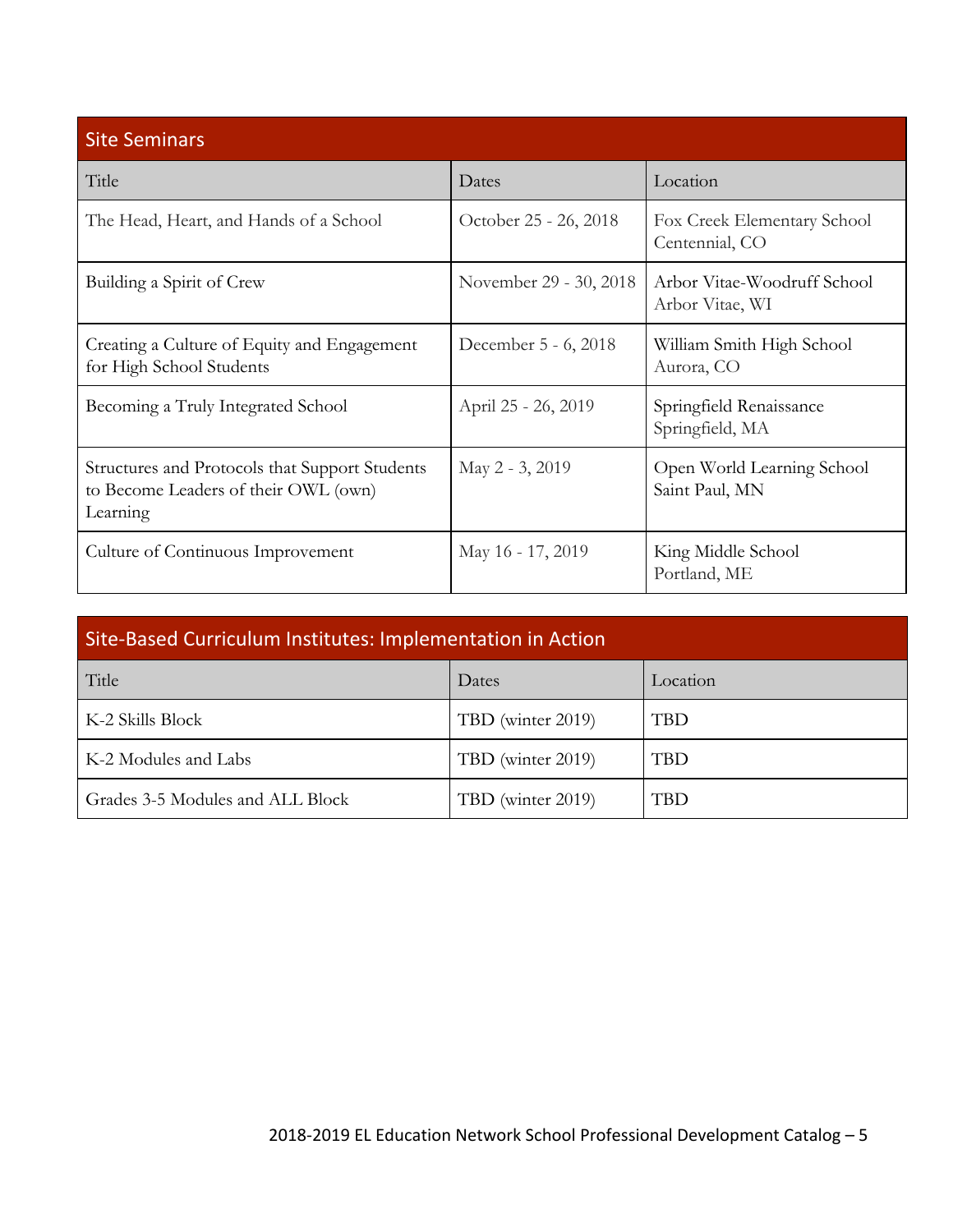| Site Seminars | | |
|---|---|---|
| Title | Dates | Location |
| The Head, Heart, and Hands of a School | October 25 - 26, 2018 | Fox Creek Elementary School Centennial, CO |
| Building a Spirit of Crew | November 29 - 30, 2018 | Arbor Vitae-Woodruff School Arbor Vitae, WI |
| Creating a Culture of Equity and Engagement for High School Students | December 5 - 6, 2018 | William Smith High School Aurora, CO |
| Becoming a Truly Integrated School | April 25 - 26, 2019 | Springfield Renaissance Springfield, MA |
| Structures and Protocols that Support Students to Become Leaders of their OWL (own) Learning | May 2 - 3, 2019 | Open World Learning School Saint Paul, MN |
| Culture of Continuous Improvement | May 16 - 17, 2019 | King Middle School Portland, ME |

| Site-Based Curriculum Institutes: Implementation in Action | | |
|---|---|---|
| Title | Dates | Location |
| K-2 Skills Block | TBD (winter 2019) | TBD |
| K-2 Modules and Labs | TBD (winter 2019) | TBD |
| Grades 3-5 Modules and ALL Block | TBD (winter 2019) | TBD |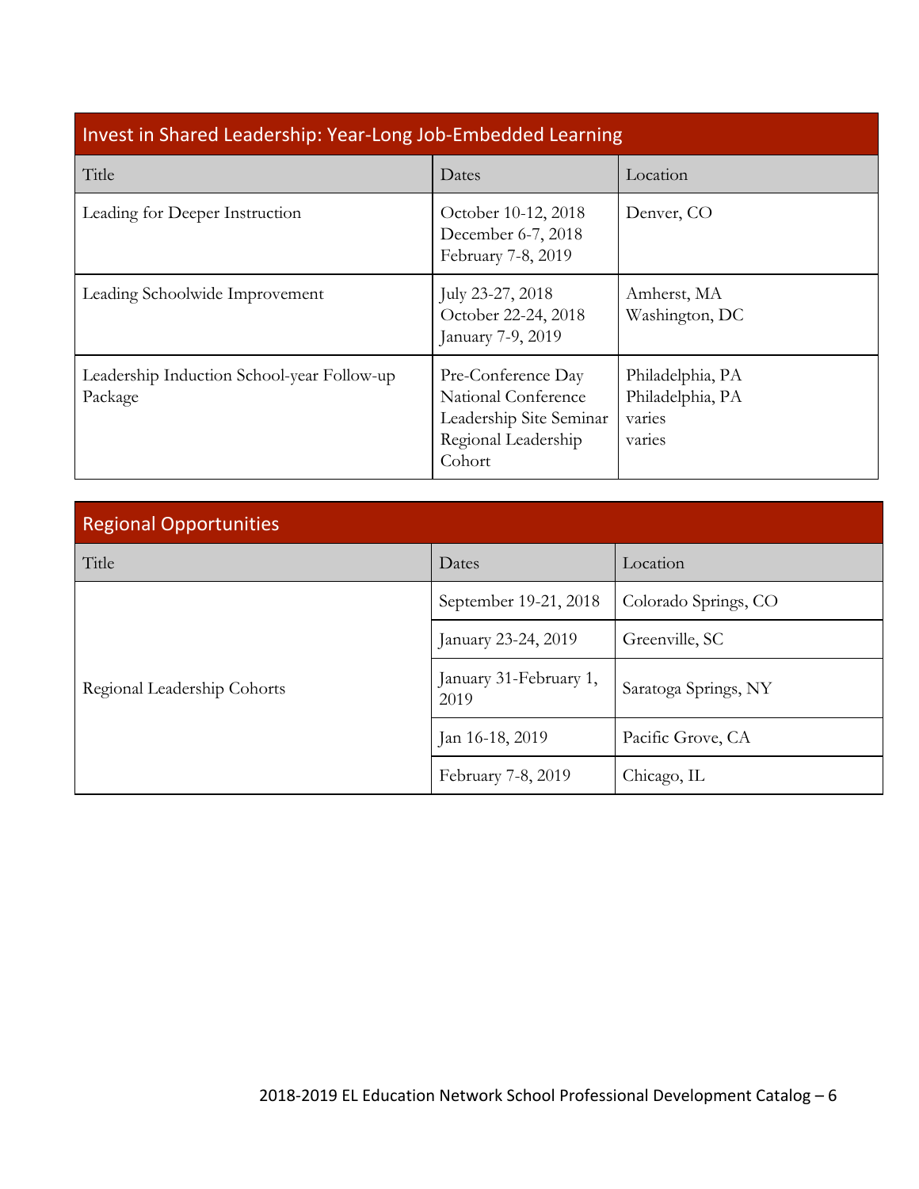| Invest in Shared Leadership: Year-Long Job-Embedded Learning | | |
|---|---|---|
| Title | Dates | Location |
| Leading for Deeper Instruction | October 10-12, 2018<br>December 6-7, 2018<br>February 7-8, 2019 | Denver, CO |
| Leading Schoolwide Improvement | July 23-27, 2018<br>October 22-24, 2018<br>January 7-9, 2019 | Amherst, MA<br>Washington, DC |
| Leadership Induction School-year Follow-up Package | Pre-Conference Day<br>National Conference<br>Leadership Site Seminar<br>Regional Leadership Cohort | Philadelphia, PA<br>Philadelphia, PA<br>varies<br>varies |

| Regional Opportunities | | |
|---|---|---|
| Title | Dates | Location |
| Regional Leadership Cohorts | September 19-21, 2018 | Colorado Springs, CO |
| | January 23-24, 2019 | Greenville, SC |
| | January 31-February 1, 2019 | Saratoga Springs, NY |
| | Jan 16-18, 2019 | Pacific Grove, CA |
| | February 7-8, 2019 | Chicago, IL |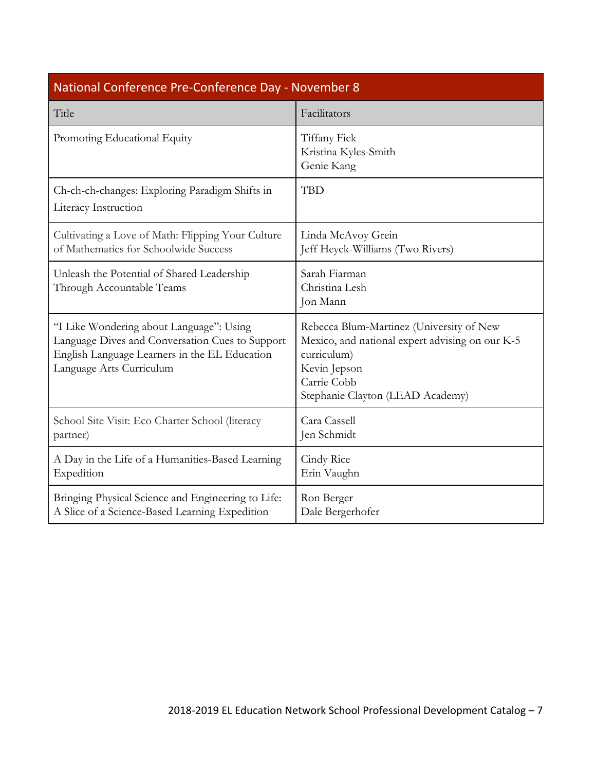| National Conference Pre-Conference Day - November 8 | |
|---|---|
| Title | Facilitators |
| Promoting Educational Equity | Tiffany Fick<br>Kristina Kyles-Smith<br>Genie Kang |
| Ch-ch-ch-changes: Exploring Paradigm Shifts in Literacy Instruction | TBD |
| Cultivating a Love of Math: Flipping Your Culture of Mathematics for Schoolwide Success | Linda McAvoy Grein<br>Jeff Heyck-Williams (Two Rivers) |
| Unleash the Potential of Shared Leadership Through Accountable Teams | Sarah Fiarman<br>Christina Lesh<br>Jon Mann |
| "I Like Wondering about Language": Using Language Dives and Conversation Cues to Support English Language Learners in the EL Education Language Arts Curriculum | Rebecca Blum-Martinez (University of New Mexico, and national expert advising on our K-5 curriculum)<br>Kevin Jepson<br>Carrie Cobb<br>Stephanie Clayton (LEAD Academy) |
| School Site Visit: Eco Charter School (literacy partner) | Cara Cassell<br>Jen Schmidt |
| A Day in the Life of a Humanities-Based Learning Expedition | Cindy Rice<br>Erin Vaughn |
| Bringing Physical Science and Engineering to Life: A Slice of a Science-Based Learning Expedition | Ron Berger<br>Dale Bergerhofer |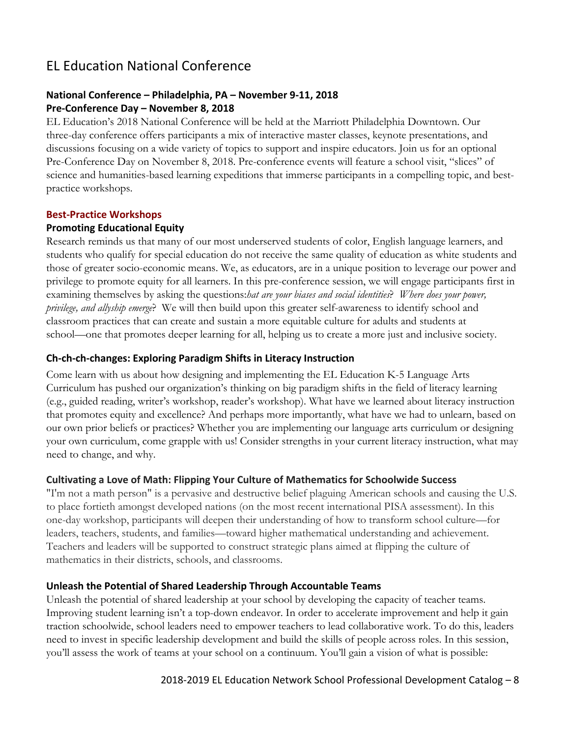# EL Education National Conference

**National Conference – Philadelphia, PA – November 9-11, 2018**
**Pre-Conference Day – November 8, 2018**

EL Education's 2018 National Conference will be held at the Marriott Philadelphia Downtown. Our three-day conference offers participants a mix of interactive master classes, keynote presentations, and discussions focusing on a wide variety of topics to support and inspire educators. Join us for an optional Pre-Conference Day on November 8, 2018. Pre-conference events will feature a school visit, "slices" of science and humanities-based learning expeditions that immerse participants in a compelling topic, and best-practice workshops.

## Best-Practice Workshops

### Promoting Educational Equity

Research reminds us that many of our most underserved students of color, English language learners, and students who qualify for special education do not receive the same quality of education as white students and those of greater socio-economic means. We, as educators, are in a unique position to leverage our power and privilege to promote equity for all learners. In this pre-conference session, we will engage participants first in examining themselves by asking the questions:*hat are your biases and social identities*? *Where does your power, privilege, and allyship emerge*? We will then build upon this greater self-awareness to identify school and classroom practices that can create and sustain a more equitable culture for adults and students at school—one that promotes deeper learning for all, helping us to create a more just and inclusive society.

### Ch-ch-ch-changes: Exploring Paradigm Shifts in Literacy Instruction

Come learn with us about how designing and implementing the EL Education K-5 Language Arts Curriculum has pushed our organization's thinking on big paradigm shifts in the field of literacy learning (e.g., guided reading, writer's workshop, reader's workshop). What have we learned about literacy instruction that promotes equity and excellence? And perhaps more importantly, what have we had to unlearn, based on our own prior beliefs or practices? Whether you are implementing our language arts curriculum or designing your own curriculum, come grapple with us! Consider strengths in your current literacy instruction, what may need to change, and why.

### Cultivating a Love of Math: Flipping Your Culture of Mathematics for Schoolwide Success

"I'm not a math person" is a pervasive and destructive belief plaguing American schools and causing the U.S. to place fortieth amongst developed nations (on the most recent international PISA assessment). In this one-day workshop, participants will deepen their understanding of how to transform school culture—for leaders, teachers, students, and families—toward higher mathematical understanding and achievement. Teachers and leaders will be supported to construct strategic plans aimed at flipping the culture of mathematics in their districts, schools, and classrooms.

### Unleash the Potential of Shared Leadership Through Accountable Teams

Unleash the potential of shared leadership at your school by developing the capacity of teacher teams. Improving student learning isn't a top-down endeavor. In order to accelerate improvement and help it gain traction schoolwide, school leaders need to empower teachers to lead collaborative work. To do this, leaders need to invest in specific leadership development and build the skills of people across roles. In this session, you'll assess the work of teams at your school on a continuum. You'll gain a vision of what is possible: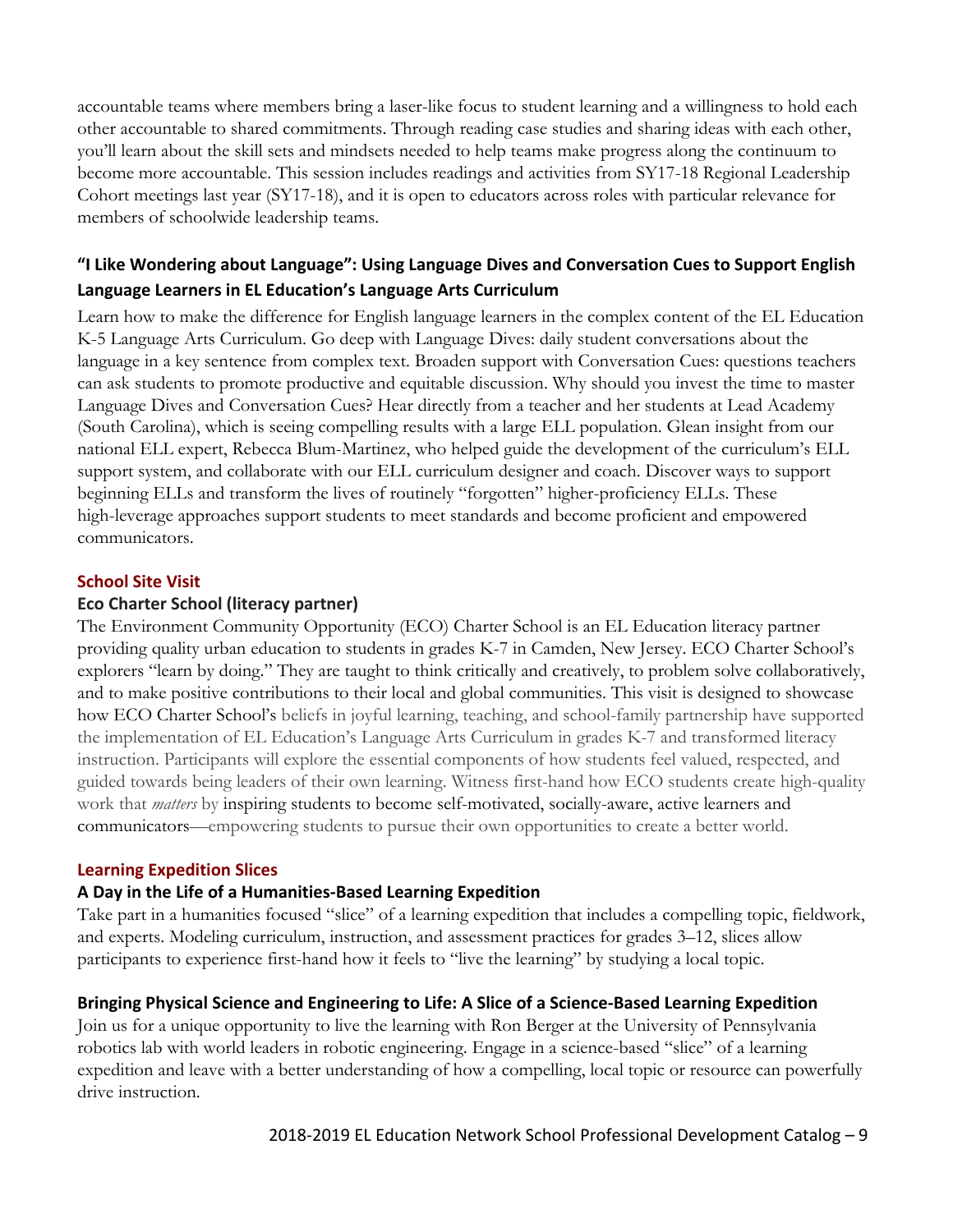accountable teams where members bring a laser-like focus to student learning and a willingness to hold each other accountable to shared commitments. Through reading case studies and sharing ideas with each other, you'll learn about the skill sets and mindsets needed to help teams make progress along the continuum to become more accountable. This session includes readings and activities from SY17-18 Regional Leadership Cohort meetings last year (SY17-18), and it is open to educators across roles with particular relevance for members of schoolwide leadership teams.

### "I Like Wondering about Language": Using Language Dives and Conversation Cues to Support English Language Learners in EL Education's Language Arts Curriculum

Learn how to make the difference for English language learners in the complex content of the EL Education K-5 Language Arts Curriculum. Go deep with Language Dives: daily student conversations about the language in a key sentence from complex text. Broaden support with Conversation Cues: questions teachers can ask students to promote productive and equitable discussion. Why should you invest the time to master Language Dives and Conversation Cues? Hear directly from a teacher and her students at Lead Academy (South Carolina), which is seeing compelling results with a large ELL population. Glean insight from our national ELL expert, Rebecca Blum-Martinez, who helped guide the development of the curriculum's ELL support system, and collaborate with our ELL curriculum designer and coach. Discover ways to support beginning ELLs and transform the lives of routinely "forgotten" higher-proficiency ELLs. These high-leverage approaches support students to meet standards and become proficient and empowered communicators.

## School Site Visit

### Eco Charter School (literacy partner)

The Environment Community Opportunity (ECO) Charter School is an EL Education literacy partner providing quality urban education to students in grades K-7 in Camden, New Jersey. ECO Charter School's explorers "learn by doing." They are taught to think critically and creatively, to problem solve collaboratively, and to make positive contributions to their local and global communities. This visit is designed to showcase how ECO Charter School's beliefs in joyful learning, teaching, and school-family partnership have supported the implementation of EL Education's Language Arts Curriculum in grades K-7 and transformed literacy instruction. Participants will explore the essential components of how students feel valued, respected, and guided towards being leaders of their own learning. Witness first-hand how ECO students create high-quality work that *matters* by inspiring students to become self-motivated, socially-aware, active learners and communicators—empowering students to pursue their own opportunities to create a better world.

## Learning Expedition Slices

### A Day in the Life of a Humanities-Based Learning Expedition

Take part in a humanities focused "slice" of a learning expedition that includes a compelling topic, fieldwork, and experts. Modeling curriculum, instruction, and assessment practices for grades 3–12, slices allow participants to experience first-hand how it feels to "live the learning" by studying a local topic.

### Bringing Physical Science and Engineering to Life: A Slice of a Science-Based Learning Expedition

Join us for a unique opportunity to live the learning with Ron Berger at the University of Pennsylvania robotics lab with world leaders in robotic engineering. Engage in a science-based "slice" of a learning expedition and leave with a better understanding of how a compelling, local topic or resource can powerfully drive instruction.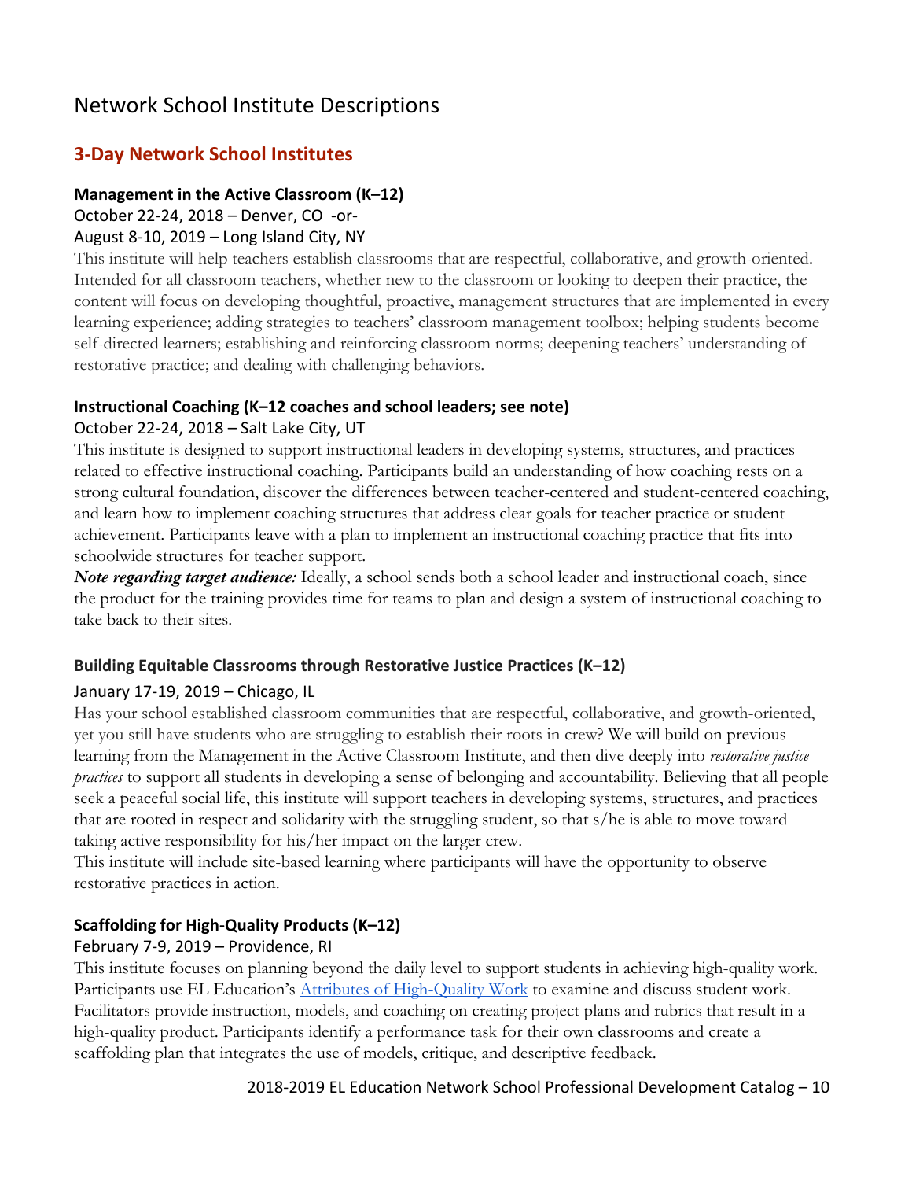# Network School Institute Descriptions

## 3-Day Network School Institutes

### Management in the Active Classroom (K–12)

October 22-24, 2018 – Denver, CO -or-
August 8-10, 2019 – Long Island City, NY

This institute will help teachers establish classrooms that are respectful, collaborative, and growth-oriented. Intended for all classroom teachers, whether new to the classroom or looking to deepen their practice, the content will focus on developing thoughtful, proactive, management structures that are implemented in every learning experience; adding strategies to teachers' classroom management toolbox; helping students become self-directed learners; establishing and reinforcing classroom norms; deepening teachers' understanding of restorative practice; and dealing with challenging behaviors.

### Instructional Coaching (K–12 coaches and school leaders; see note)

October 22-24, 2018 – Salt Lake City, UT

This institute is designed to support instructional leaders in developing systems, structures, and practices related to effective instructional coaching. Participants build an understanding of how coaching rests on a strong cultural foundation, discover the differences between teacher-centered and student-centered coaching, and learn how to implement coaching structures that address clear goals for teacher practice or student achievement. Participants leave with a plan to implement an instructional coaching practice that fits into schoolwide structures for teacher support.

***Note regarding target audience:*** Ideally, a school sends both a school leader and instructional coach, since the product for the training provides time for teams to plan and design a system of instructional coaching to take back to their sites.

### Building Equitable Classrooms through Restorative Justice Practices (K–12)

January 17-19, 2019 – Chicago, IL

Has your school established classroom communities that are respectful, collaborative, and growth-oriented, yet you still have students who are struggling to establish their roots in crew? We will build on previous learning from the Management in the Active Classroom Institute, and then dive deeply into *restorative justice practices* to support all students in developing a sense of belonging and accountability. Believing that all people seek a peaceful social life, this institute will support teachers in developing systems, structures, and practices that are rooted in respect and solidarity with the struggling student, so that s/he is able to move toward taking active responsibility for his/her impact on the larger crew.

This institute will include site-based learning where participants will have the opportunity to observe restorative practices in action.

### Scaffolding for High-Quality Products (K–12)

February 7-9, 2019 – Providence, RI

This institute focuses on planning beyond the daily level to support students in achieving high-quality work. Participants use EL Education's Attributes of High-Quality Work to examine and discuss student work. Facilitators provide instruction, models, and coaching on creating project plans and rubrics that result in a high-quality product. Participants identify a performance task for their own classrooms and create a scaffolding plan that integrates the use of models, critique, and descriptive feedback.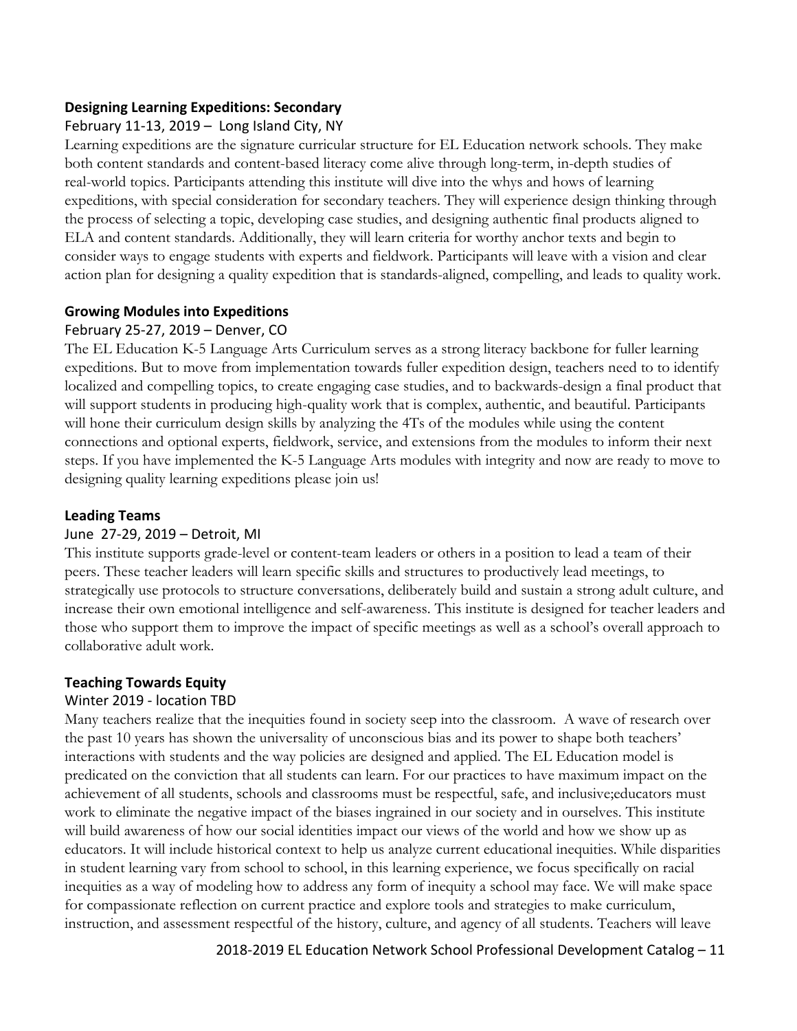### Designing Learning Expeditions: Secondary

February 11-13, 2019 – Long Island City, NY

Learning expeditions are the signature curricular structure for EL Education network schools. They make both content standards and content-based literacy come alive through long-term, in-depth studies of real-world topics. Participants attending this institute will dive into the whys and hows of learning expeditions, with special consideration for secondary teachers. They will experience design thinking through the process of selecting a topic, developing case studies, and designing authentic final products aligned to ELA and content standards. Additionally, they will learn criteria for worthy anchor texts and begin to consider ways to engage students with experts and fieldwork. Participants will leave with a vision and clear action plan for designing a quality expedition that is standards-aligned, compelling, and leads to quality work.

### Growing Modules into Expeditions

February 25-27, 2019 – Denver, CO

The EL Education K-5 Language Arts Curriculum serves as a strong literacy backbone for fuller learning expeditions. But to move from implementation towards fuller expedition design, teachers need to to identify localized and compelling topics, to create engaging case studies, and to backwards-design a final product that will support students in producing high-quality work that is complex, authentic, and beautiful. Participants will hone their curriculum design skills by analyzing the 4Ts of the modules while using the content connections and optional experts, fieldwork, service, and extensions from the modules to inform their next steps. If you have implemented the K-5 Language Arts modules with integrity and now are ready to move to designing quality learning expeditions please join us!

### Leading Teams

June 27-29, 2019 – Detroit, MI

This institute supports grade-level or content-team leaders or others in a position to lead a team of their peers. These teacher leaders will learn specific skills and structures to productively lead meetings, to strategically use protocols to structure conversations, deliberately build and sustain a strong adult culture, and increase their own emotional intelligence and self-awareness. This institute is designed for teacher leaders and those who support them to improve the impact of specific meetings as well as a school's overall approach to collaborative adult work.

### Teaching Towards Equity

Winter 2019 - location TBD

Many teachers realize that the inequities found in society seep into the classroom. A wave of research over the past 10 years has shown the universality of unconscious bias and its power to shape both teachers' interactions with students and the way policies are designed and applied. The EL Education model is predicated on the conviction that all students can learn. For our practices to have maximum impact on the achievement of all students, schools and classrooms must be respectful, safe, and inclusive;educators must work to eliminate the negative impact of the biases ingrained in our society and in ourselves. This institute will build awareness of how our social identities impact our views of the world and how we show up as educators. It will include historical context to help us analyze current educational inequities. While disparities in student learning vary from school to school, in this learning experience, we focus specifically on racial inequities as a way of modeling how to address any form of inequity a school may face. We will make space for compassionate reflection on current practice and explore tools and strategies to make curriculum, instruction, and assessment respectful of the history, culture, and agency of all students. Teachers will leave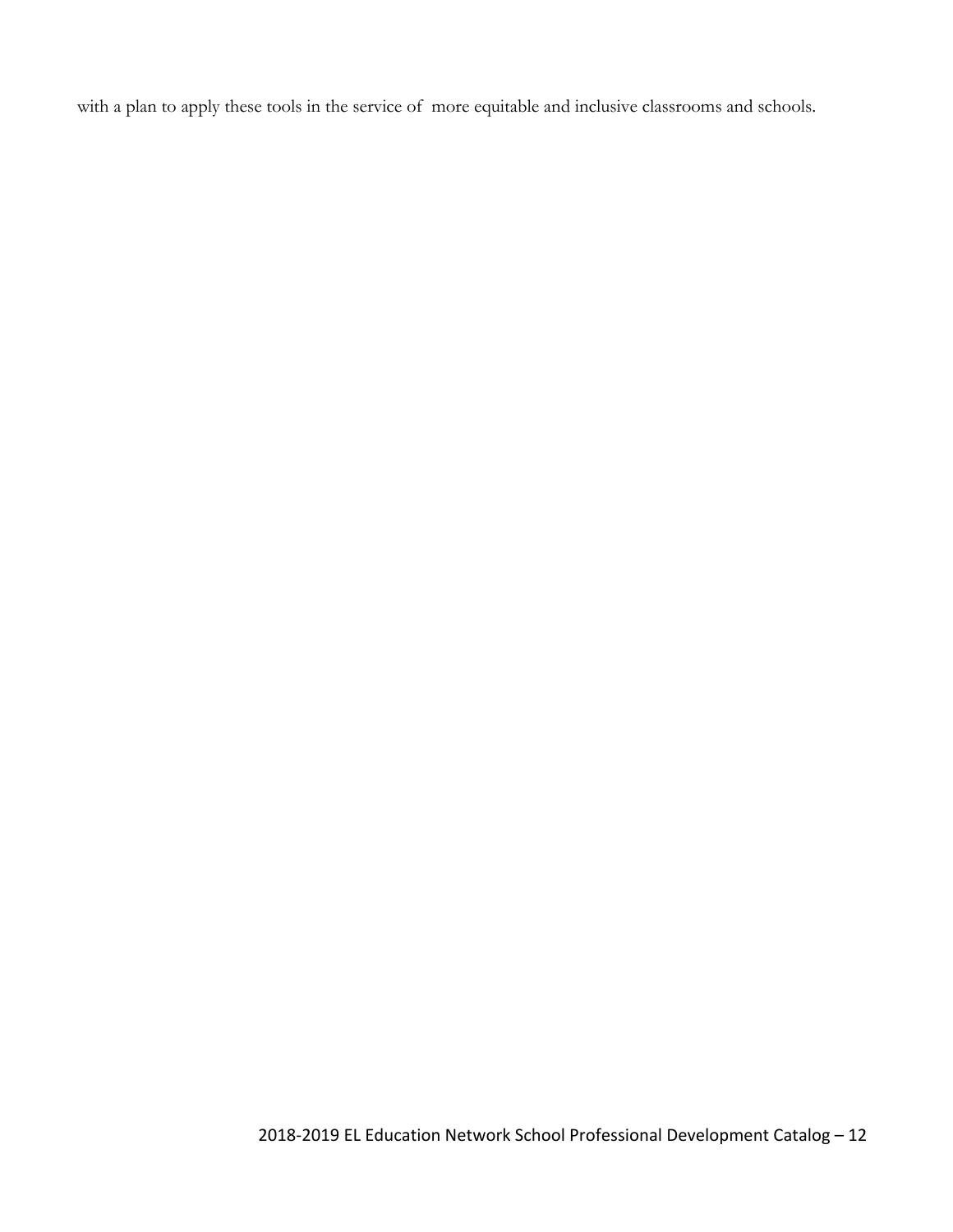with a plan to apply these tools in the service of more equitable and inclusive classrooms and schools.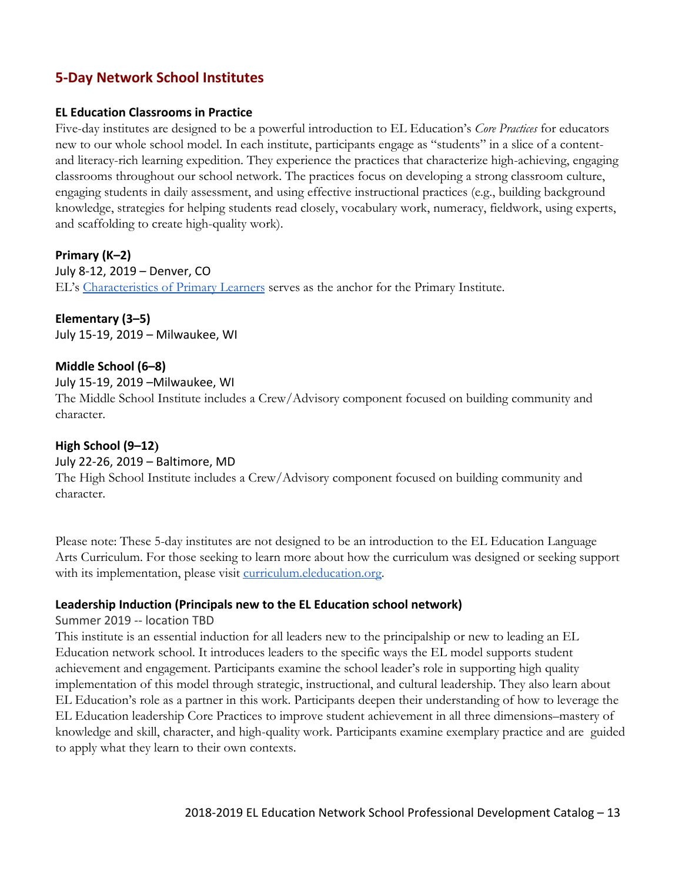## 5-Day Network School Institutes

### EL Education Classrooms in Practice

Five-day institutes are designed to be a powerful introduction to EL Education's *Core Practices* for educators new to our whole school model. In each institute, participants engage as "students" in a slice of a content- and literacy-rich learning expedition. They experience the practices that characterize high-achieving, engaging classrooms throughout our school network. The practices focus on developing a strong classroom culture, engaging students in daily assessment, and using effective instructional practices (e.g., building background knowledge, strategies for helping students read closely, vocabulary work, numeracy, fieldwork, using experts, and scaffolding to create high-quality work).

**Primary (K–2)**
July 8-12, 2019 – Denver, CO
EL's Characteristics of Primary Learners serves as the anchor for the Primary Institute.

**Elementary (3–5)**
July 15-19, 2019 – Milwaukee, WI

**Middle School (6–8)**
July 15-19, 2019 –Milwaukee, WI
The Middle School Institute includes a Crew/Advisory component focused on building community and character.

**High School (9–12)**
July 22-26, 2019 – Baltimore, MD
The High School Institute includes a Crew/Advisory component focused on building community and character.

Please note: These 5-day institutes are not designed to be an introduction to the EL Education Language Arts Curriculum. For those seeking to learn more about how the curriculum was designed or seeking support with its implementation, please visit curriculum.eleducation.org.

### Leadership Induction (Principals new to the EL Education school network)

Summer 2019 -- location TBD
This institute is an essential induction for all leaders new to the principalship or new to leading an EL Education network school. It introduces leaders to the specific ways the EL model supports student achievement and engagement. Participants examine the school leader's role in supporting high quality implementation of this model through strategic, instructional, and cultural leadership. They also learn about EL Education's role as a partner in this work. Participants deepen their understanding of how to leverage the EL Education leadership Core Practices to improve student achievement in all three dimensions–mastery of knowledge and skill, character, and high-quality work. Participants examine exemplary practice and are guided to apply what they learn to their own contexts.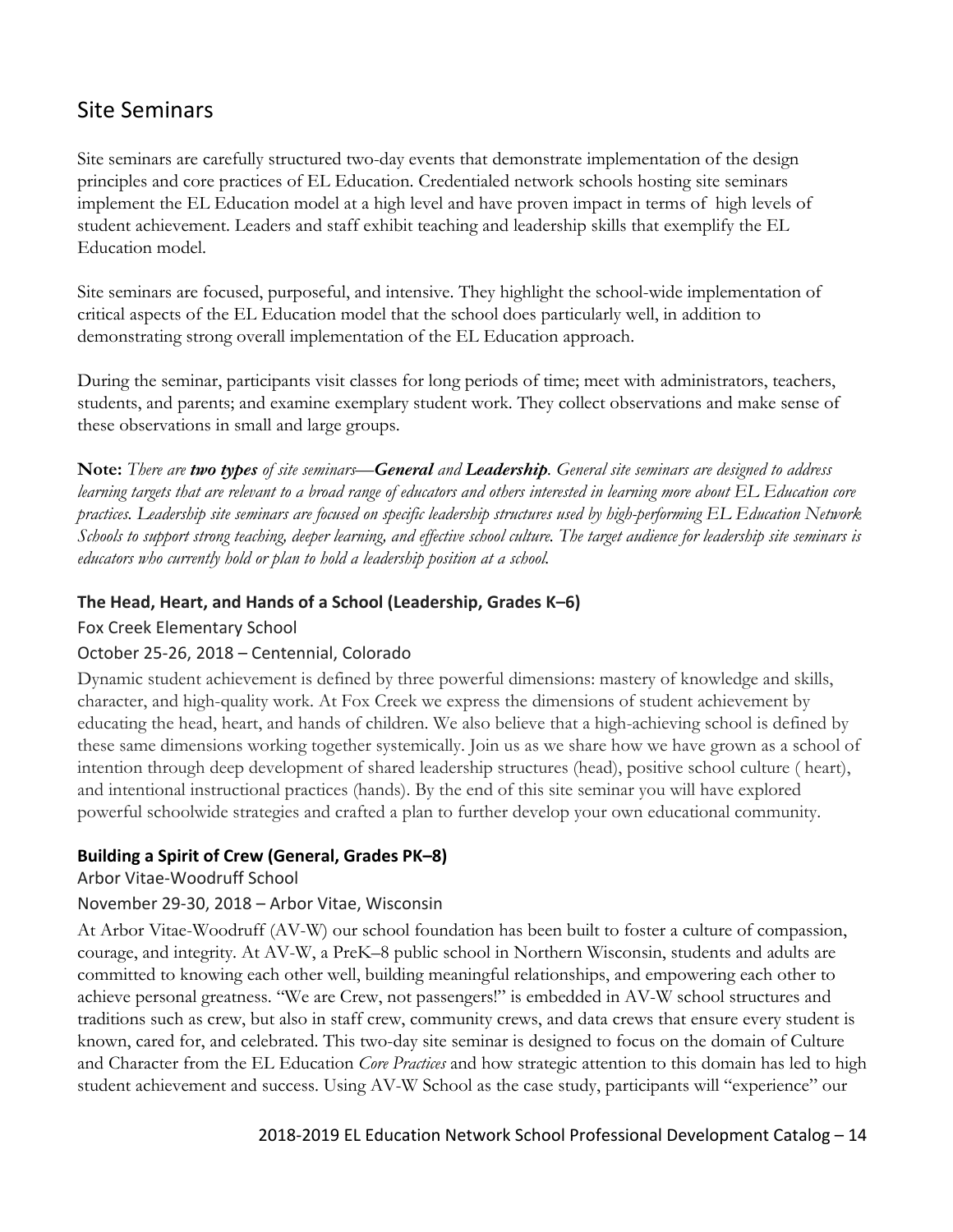## Site Seminars

Site seminars are carefully structured two-day events that demonstrate implementation of the design principles and core practices of EL Education. Credentialed network schools hosting site seminars implement the EL Education model at a high level and have proven impact in terms of high levels of student achievement. Leaders and staff exhibit teaching and leadership skills that exemplify the EL Education model.

Site seminars are focused, purposeful, and intensive. They highlight the school-wide implementation of critical aspects of the EL Education model that the school does particularly well, in addition to demonstrating strong overall implementation of the EL Education approach.

During the seminar, participants visit classes for long periods of time; meet with administrators, teachers, students, and parents; and examine exemplary student work. They collect observations and make sense of these observations in small and large groups.

**Note:** *There are* ***two types*** *of site seminars—**General** and **Leadership**. General site seminars are designed to address learning targets that are relevant to a broad range of educators and others interested in learning more about EL Education core practices. Leadership site seminars are focused on specific leadership structures used by high-performing EL Education Network Schools to support strong teaching, deeper learning, and effective school culture. The target audience for leadership site seminars is educators who currently hold or plan to hold a leadership position at a school.*

### The Head, Heart, and Hands of a School (Leadership, Grades K–6)

Fox Creek Elementary School

October 25-26, 2018 – Centennial, Colorado

Dynamic student achievement is defined by three powerful dimensions: mastery of knowledge and skills, character, and high-quality work. At Fox Creek we express the dimensions of student achievement by educating the head, heart, and hands of children. We also believe that a high-achieving school is defined by these same dimensions working together systemically. Join us as we share how we have grown as a school of intention through deep development of shared leadership structures (head), positive school culture ( heart), and intentional instructional practices (hands). By the end of this site seminar you will have explored powerful schoolwide strategies and crafted a plan to further develop your own educational community.

### Building a Spirit of Crew (General, Grades PK–8)

Arbor Vitae-Woodruff School

November 29-30, 2018 – Arbor Vitae, Wisconsin

At Arbor Vitae-Woodruff (AV-W) our school foundation has been built to foster a culture of compassion, courage, and integrity. At AV-W, a PreK–8 public school in Northern Wisconsin, students and adults are committed to knowing each other well, building meaningful relationships, and empowering each other to achieve personal greatness. "We are Crew, not passengers!" is embedded in AV-W school structures and traditions such as crew, but also in staff crew, community crews, and data crews that ensure every student is known, cared for, and celebrated. This two-day site seminar is designed to focus on the domain of Culture and Character from the EL Education *Core Practices* and how strategic attention to this domain has led to high student achievement and success. Using AV-W School as the case study, participants will "experience" our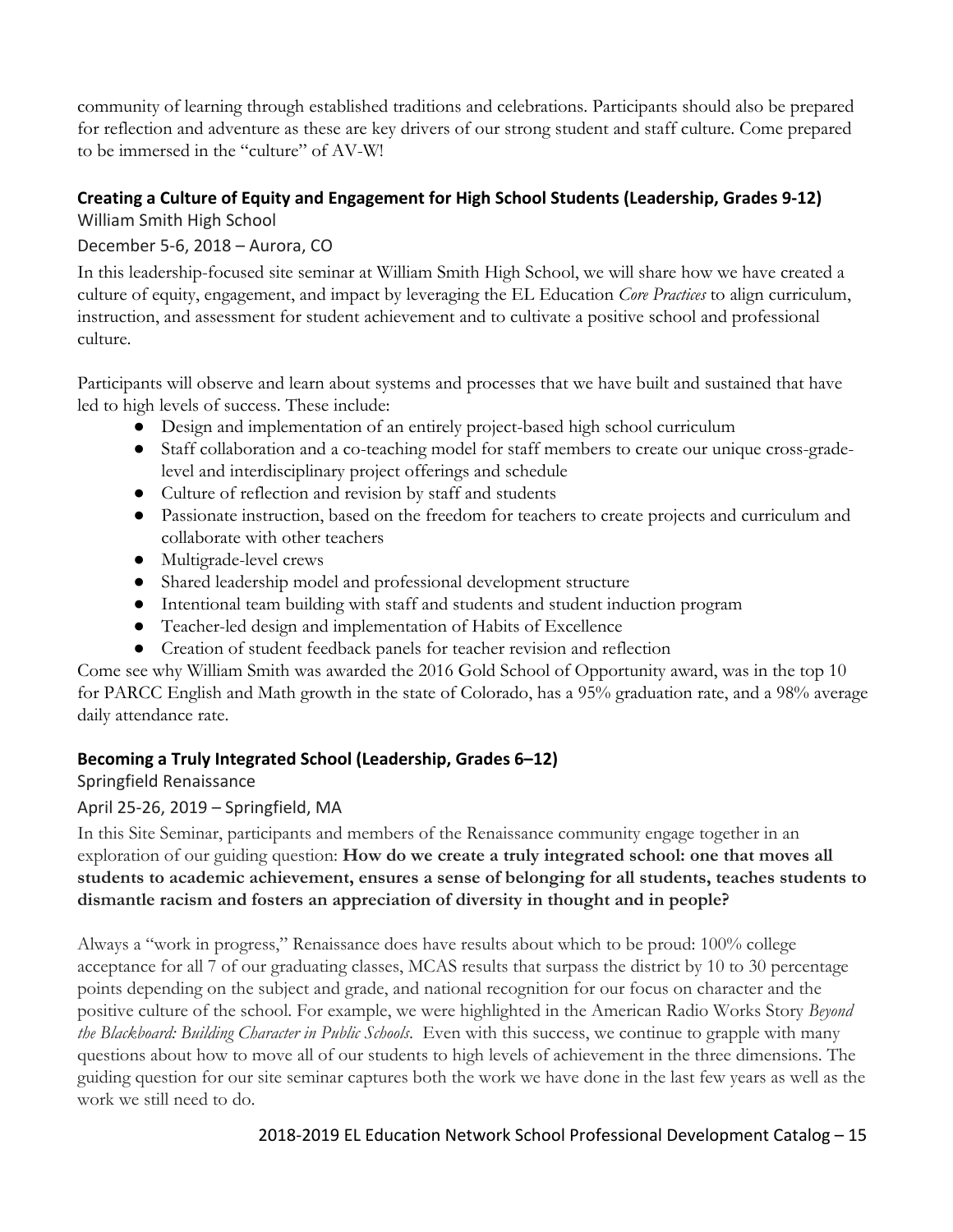community of learning through established traditions and celebrations. Participants should also be prepared for reflection and adventure as these are key drivers of our strong student and staff culture. Come prepared to be immersed in the "culture" of AV-W!

### Creating a Culture of Equity and Engagement for High School Students (Leadership, Grades 9-12)

William Smith High School

December 5-6, 2018 – Aurora, CO

In this leadership-focused site seminar at William Smith High School, we will share how we have created a culture of equity, engagement, and impact by leveraging the EL Education *Core Practices* to align curriculum, instruction, and assessment for student achievement and to cultivate a positive school and professional culture.

Participants will observe and learn about systems and processes that we have built and sustained that have led to high levels of success. These include:

- Design and implementation of an entirely project-based high school curriculum
- Staff collaboration and a co-teaching model for staff members to create our unique cross-grade-level and interdisciplinary project offerings and schedule
- Culture of reflection and revision by staff and students
- Passionate instruction, based on the freedom for teachers to create projects and curriculum and collaborate with other teachers
- Multigrade-level crews
- Shared leadership model and professional development structure
- Intentional team building with staff and students and student induction program
- Teacher-led design and implementation of Habits of Excellence
- Creation of student feedback panels for teacher revision and reflection

Come see why William Smith was awarded the 2016 Gold School of Opportunity award, was in the top 10 for PARCC English and Math growth in the state of Colorado, has a 95% graduation rate, and a 98% average daily attendance rate.

### Becoming a Truly Integrated School (Leadership, Grades 6–12)

Springfield Renaissance

April 25-26, 2019 – Springfield, MA

In this Site Seminar, participants and members of the Renaissance community engage together in an exploration of our guiding question: **How do we create a truly integrated school: one that moves all students to academic achievement, ensures a sense of belonging for all students, teaches students to dismantle racism and fosters an appreciation of diversity in thought and in people?**

Always a "work in progress," Renaissance does have results about which to be proud: 100% college acceptance for all 7 of our graduating classes, MCAS results that surpass the district by 10 to 30 percentage points depending on the subject and grade, and national recognition for our focus on character and the positive culture of the school. For example, we were highlighted in the American Radio Works Story *Beyond the Blackboard: Building Character in Public Schools*. Even with this success, we continue to grapple with many questions about how to move all of our students to high levels of achievement in the three dimensions. The guiding question for our site seminar captures both the work we have done in the last few years as well as the work we still need to do.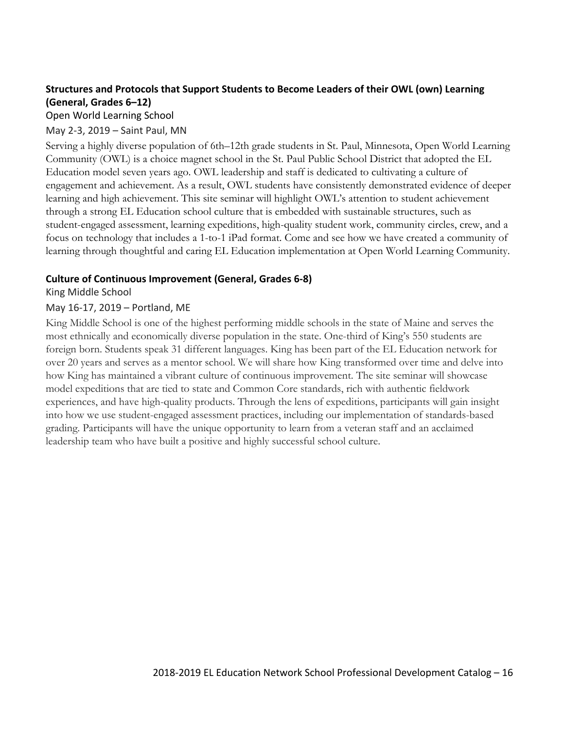### Structures and Protocols that Support Students to Become Leaders of their OWL (own) Learning (General, Grades 6–12)

Open World Learning School

May 2-3, 2019 – Saint Paul, MN

Serving a highly diverse population of 6th–12th grade students in St. Paul, Minnesota, Open World Learning Community (OWL) is a choice magnet school in the St. Paul Public School District that adopted the EL Education model seven years ago. OWL leadership and staff is dedicated to cultivating a culture of engagement and achievement. As a result, OWL students have consistently demonstrated evidence of deeper learning and high achievement. This site seminar will highlight OWL's attention to student achievement through a strong EL Education school culture that is embedded with sustainable structures, such as student-engaged assessment, learning expeditions, high-quality student work, community circles, crew, and a focus on technology that includes a 1-to-1 iPad format. Come and see how we have created a community of learning through thoughtful and caring EL Education implementation at Open World Learning Community.

### Culture of Continuous Improvement (General, Grades 6-8)

King Middle School

May 16-17, 2019 – Portland, ME

King Middle School is one of the highest performing middle schools in the state of Maine and serves the most ethnically and economically diverse population in the state. One-third of King's 550 students are foreign born. Students speak 31 different languages. King has been part of the EL Education network for over 20 years and serves as a mentor school. We will share how King transformed over time and delve into how King has maintained a vibrant culture of continuous improvement. The site seminar will showcase model expeditions that are tied to state and Common Core standards, rich with authentic fieldwork experiences, and have high-quality products. Through the lens of expeditions, participants will gain insight into how we use student-engaged assessment practices, including our implementation of standards-based grading. Participants will have the unique opportunity to learn from a veteran staff and an acclaimed leadership team who have built a positive and highly successful school culture.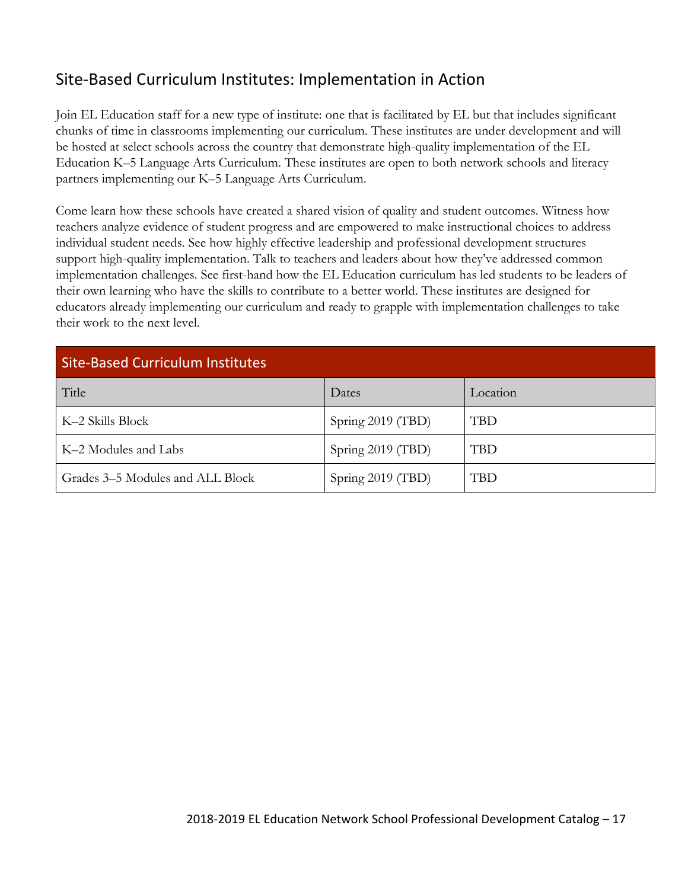## Site-Based Curriculum Institutes: Implementation in Action

Join EL Education staff for a new type of institute: one that is facilitated by EL but that includes significant chunks of time in classrooms implementing our curriculum. These institutes are under development and will be hosted at select schools across the country that demonstrate high-quality implementation of the EL Education K–5 Language Arts Curriculum. These institutes are open to both network schools and literacy partners implementing our K–5 Language Arts Curriculum.

Come learn how these schools have created a shared vision of quality and student outcomes. Witness how teachers analyze evidence of student progress and are empowered to make instructional choices to address individual student needs. See how highly effective leadership and professional development structures support high-quality implementation. Talk to teachers and leaders about how they've addressed common implementation challenges. See first-hand how the EL Education curriculum has led students to be leaders of their own learning who have the skills to contribute to a better world. These institutes are designed for educators already implementing our curriculum and ready to grapple with implementation challenges to take their work to the next level.

| Site-Based Curriculum Institutes | | |
|---|---|---|
| Title | Dates | Location |
| K–2 Skills Block | Spring 2019 (TBD) | TBD |
| K–2 Modules and Labs | Spring 2019 (TBD) | TBD |
| Grades 3–5 Modules and ALL Block | Spring 2019 (TBD) | TBD |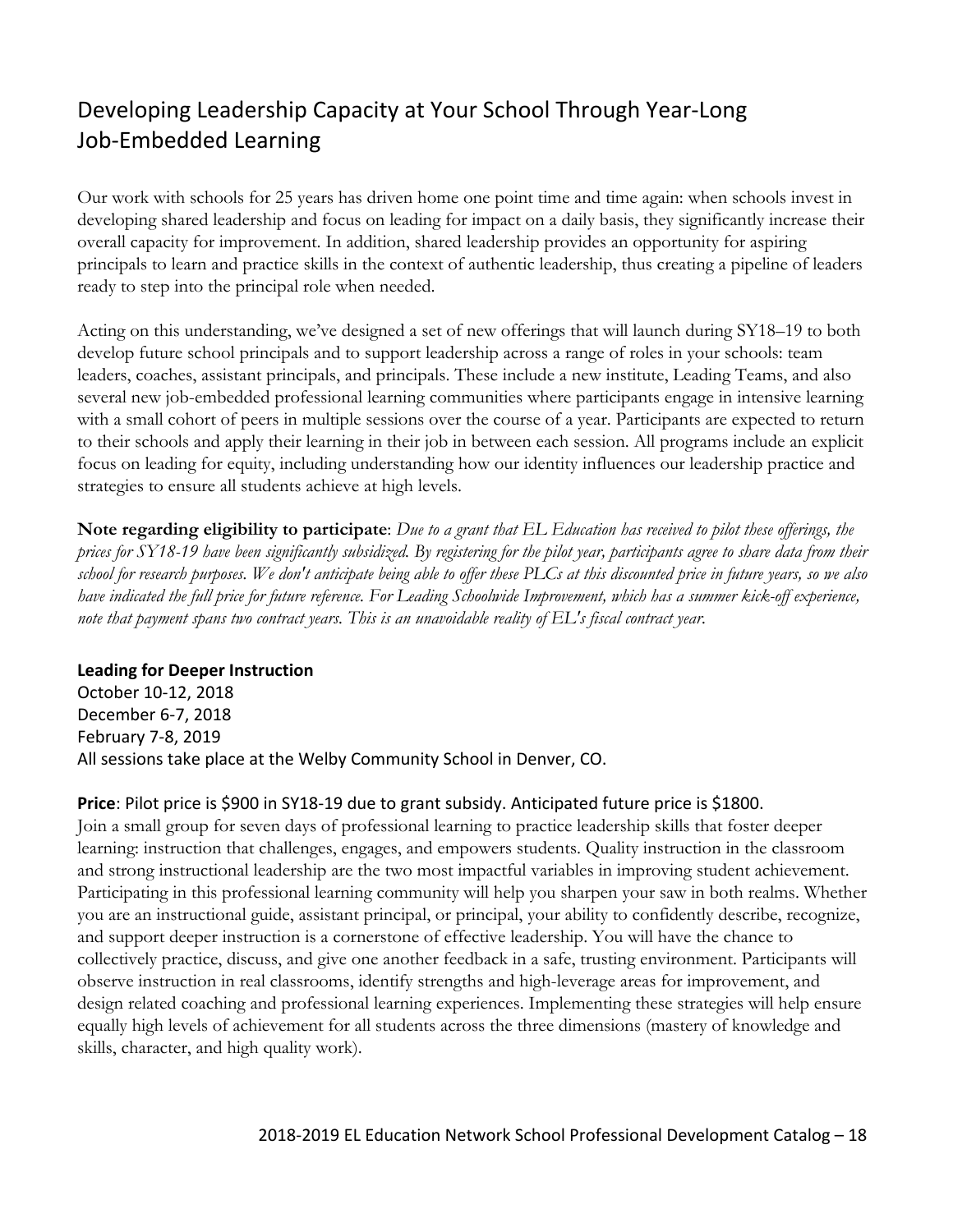## Developing Leadership Capacity at Your School Through Year-Long Job-Embedded Learning

Our work with schools for 25 years has driven home one point time and time again: when schools invest in developing shared leadership and focus on leading for impact on a daily basis, they significantly increase their overall capacity for improvement. In addition, shared leadership provides an opportunity for aspiring principals to learn and practice skills in the context of authentic leadership, thus creating a pipeline of leaders ready to step into the principal role when needed.

Acting on this understanding, we've designed a set of new offerings that will launch during SY18–19 to both develop future school principals and to support leadership across a range of roles in your schools: team leaders, coaches, assistant principals, and principals. These include a new institute, Leading Teams, and also several new job-embedded professional learning communities where participants engage in intensive learning with a small cohort of peers in multiple sessions over the course of a year. Participants are expected to return to their schools and apply their learning in their job in between each session. All programs include an explicit focus on leading for equity, including understanding how our identity influences our leadership practice and strategies to ensure all students achieve at high levels.

**Note regarding eligibility to participate**: *Due to a grant that EL Education has received to pilot these offerings, the prices for SY18-19 have been significantly subsidized. By registering for the pilot year, participants agree to share data from their school for research purposes. We don't anticipate being able to offer these PLCs at this discounted price in future years, so we also have indicated the full price for future reference. For Leading Schoolwide Improvement, which has a summer kick-off experience, note that payment spans two contract years. This is an unavoidable reality of EL's fiscal contract year.*

**Leading for Deeper Instruction**
October 10-12, 2018
December 6-7, 2018
February 7-8, 2019
All sessions take place at the Welby Community School in Denver, CO.

**Price**: Pilot price is $900 in SY18-19 due to grant subsidy. Anticipated future price is $1800.
Join a small group for seven days of professional learning to practice leadership skills that foster deeper learning: instruction that challenges, engages, and empowers students. Quality instruction in the classroom and strong instructional leadership are the two most impactful variables in improving student achievement. Participating in this professional learning community will help you sharpen your saw in both realms. Whether you are an instructional guide, assistant principal, or principal, your ability to confidently describe, recognize, and support deeper instruction is a cornerstone of effective leadership. You will have the chance to collectively practice, discuss, and give one another feedback in a safe, trusting environment. Participants will observe instruction in real classrooms, identify strengths and high-leverage areas for improvement, and design related coaching and professional learning experiences. Implementing these strategies will help ensure equally high levels of achievement for all students across the three dimensions (mastery of knowledge and skills, character, and high quality work).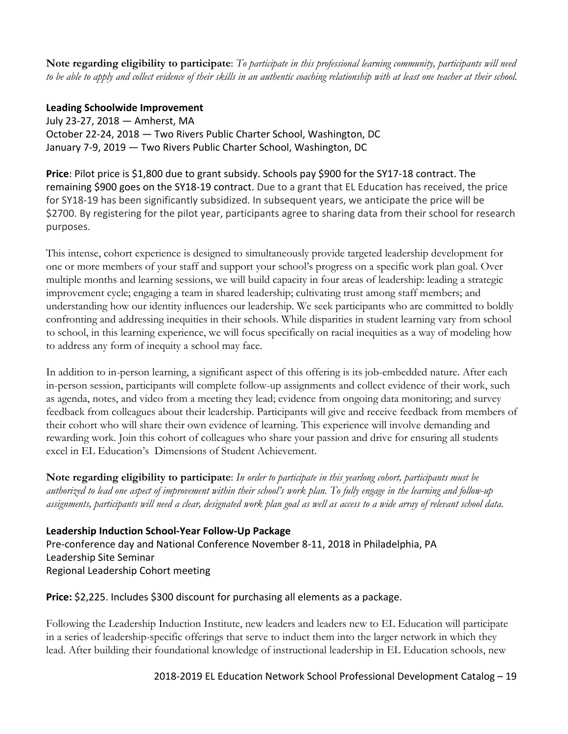**Note regarding eligibility to participate**: *To participate in this professional learning community, participants will need to be able to apply and collect evidence of their skills in an authentic coaching relationship with at least one teacher at their school.*

### Leading Schoolwide Improvement

July 23-27, 2018 — Amherst, MA
October 22-24, 2018 — Two Rivers Public Charter School, Washington, DC
January 7-9, 2019 — Two Rivers Public Charter School, Washington, DC

**Price**: Pilot price is $1,800 due to grant subsidy. Schools pay $900 for the SY17-18 contract. The remaining $900 goes on the SY18-19 contract. Due to a grant that EL Education has received, the price for SY18-19 has been significantly subsidized. In subsequent years, we anticipate the price will be $2700. By registering for the pilot year, participants agree to sharing data from their school for research purposes.

This intense, cohort experience is designed to simultaneously provide targeted leadership development for one or more members of your staff and support your school's progress on a specific work plan goal. Over multiple months and learning sessions, we will build capacity in four areas of leadership: leading a strategic improvement cycle; engaging a team in shared leadership; cultivating trust among staff members; and understanding how our identity influences our leadership. We seek participants who are committed to boldly confronting and addressing inequities in their schools. While disparities in student learning vary from school to school, in this learning experience, we will focus specifically on racial inequities as a way of modeling how to address any form of inequity a school may face.

In addition to in-person learning, a significant aspect of this offering is its job-embedded nature. After each in-person session, participants will complete follow-up assignments and collect evidence of their work, such as agenda, notes, and video from a meeting they lead; evidence from ongoing data monitoring; and survey feedback from colleagues about their leadership. Participants will give and receive feedback from members of their cohort who will share their own evidence of learning. This experience will involve demanding and rewarding work. Join this cohort of colleagues who share your passion and drive for ensuring all students excel in EL Education's Dimensions of Student Achievement.

**Note regarding eligibility to participate**: *In order to participate in this yearlong cohort, participants must be authorized to lead one aspect of improvement within their school's work plan. To fully engage in the learning and follow-up assignments, participants will need a clear, designated work plan goal as well as access to a wide array of relevant school data.*

### Leadership Induction School-Year Follow-Up Package

Pre-conference day and National Conference November 8-11, 2018 in Philadelphia, PA
Leadership Site Seminar
Regional Leadership Cohort meeting

**Price:** $2,225. Includes $300 discount for purchasing all elements as a package.

Following the Leadership Induction Institute, new leaders and leaders new to EL Education will participate in a series of leadership-specific offerings that serve to induct them into the larger network in which they lead. After building their foundational knowledge of instructional leadership in EL Education schools, new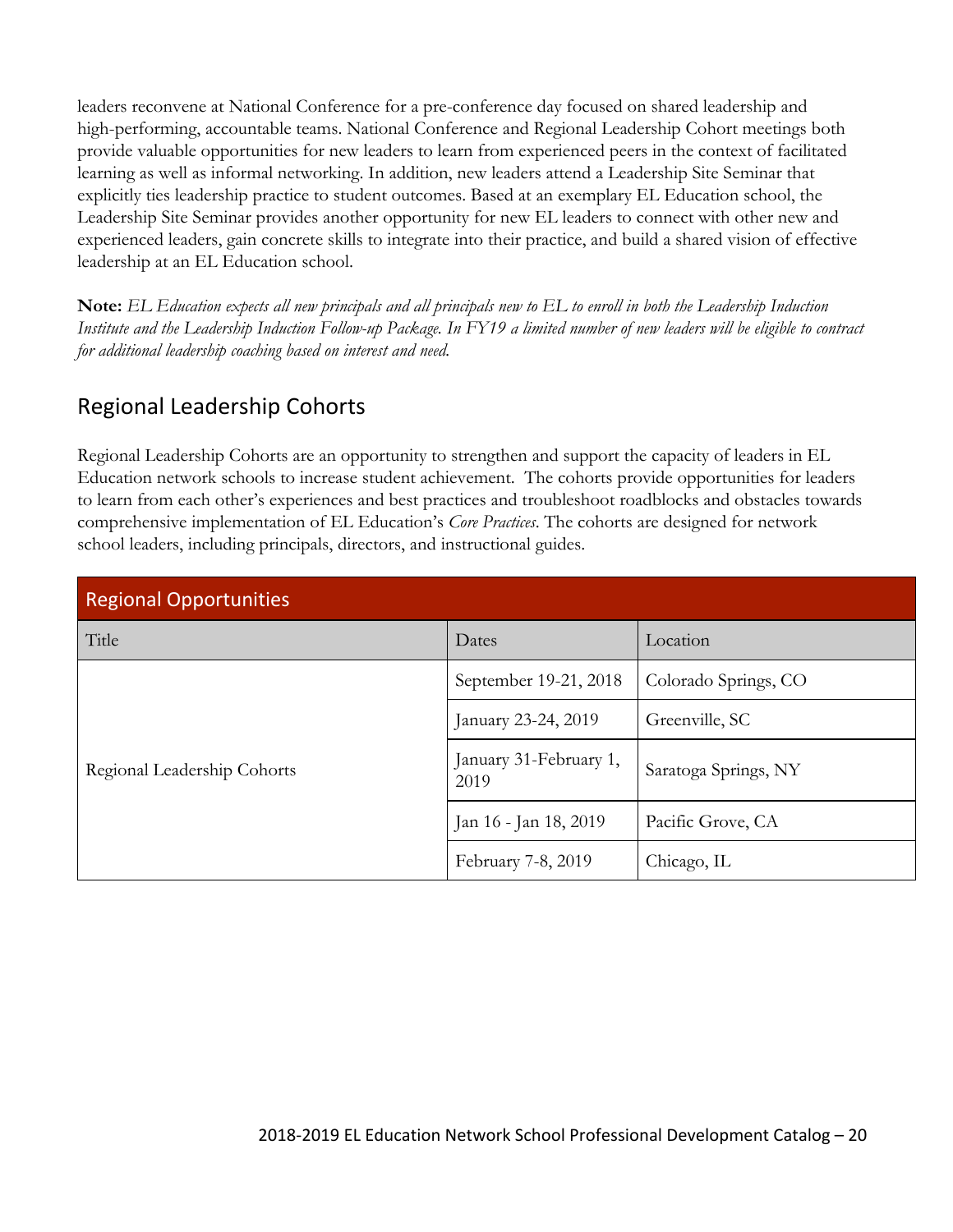leaders reconvene at National Conference for a pre-conference day focused on shared leadership and high-performing, accountable teams. National Conference and Regional Leadership Cohort meetings both provide valuable opportunities for new leaders to learn from experienced peers in the context of facilitated learning as well as informal networking. In addition, new leaders attend a Leadership Site Seminar that explicitly ties leadership practice to student outcomes. Based at an exemplary EL Education school, the Leadership Site Seminar provides another opportunity for new EL leaders to connect with other new and experienced leaders, gain concrete skills to integrate into their practice, and build a shared vision of effective leadership at an EL Education school.

**Note:** *EL Education expects all new principals and all principals new to EL to enroll in both the Leadership Induction Institute and the Leadership Induction Follow-up Package. In FY19 a limited number of new leaders will be eligible to contract for additional leadership coaching based on interest and need.*

## Regional Leadership Cohorts

Regional Leadership Cohorts are an opportunity to strengthen and support the capacity of leaders in EL Education network schools to increase student achievement. The cohorts provide opportunities for leaders to learn from each other's experiences and best practices and troubleshoot roadblocks and obstacles towards comprehensive implementation of EL Education's *Core Practices*. The cohorts are designed for network school leaders, including principals, directors, and instructional guides.

| Regional Opportunities | | |
|---|---|---|
| Title | Dates | Location |
| Regional Leadership Cohorts | September 19-21, 2018 | Colorado Springs, CO |
| | January 23-24, 2019 | Greenville, SC |
| | January 31-February 1, 2019 | Saratoga Springs, NY |
| | Jan 16 - Jan 18, 2019 | Pacific Grove, CA |
| | February 7-8, 2019 | Chicago, IL |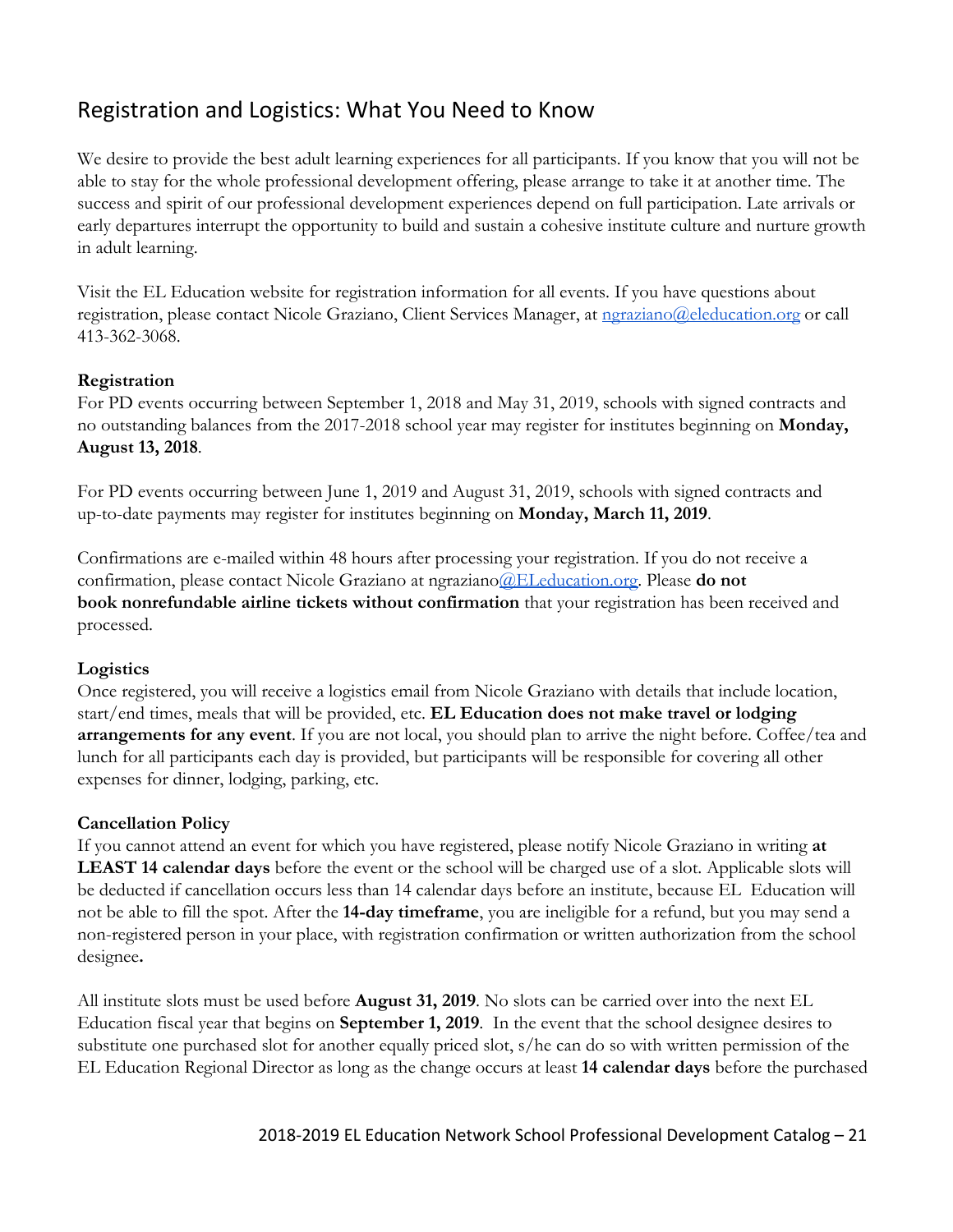## Registration and Logistics: What You Need to Know

We desire to provide the best adult learning experiences for all participants. If you know that you will not be able to stay for the whole professional development offering, please arrange to take it at another time. The success and spirit of our professional development experiences depend on full participation. Late arrivals or early departures interrupt the opportunity to build and sustain a cohesive institute culture and nurture growth in adult learning.

Visit the EL Education website for registration information for all events. If you have questions about registration, please contact Nicole Graziano, Client Services Manager, at ngraziano@eleducation.org or call 413-362-3068.

### Registration

For PD events occurring between September 1, 2018 and May 31, 2019, schools with signed contracts and no outstanding balances from the 2017-2018 school year may register for institutes beginning on **Monday, August 13, 2018**.

For PD events occurring between June 1, 2019 and August 31, 2019, schools with signed contracts and up-to-date payments may register for institutes beginning on **Monday, March 11, 2019**.

Confirmations are e-mailed within 48 hours after processing your registration. If you do not receive a confirmation, please contact Nicole Graziano at ngraziano@ELeducation.org. Please **do not book nonrefundable airline tickets without confirmation** that your registration has been received and processed.

### Logistics

Once registered, you will receive a logistics email from Nicole Graziano with details that include location, start/end times, meals that will be provided, etc. **EL Education does not make travel or lodging arrangements for any event**. If you are not local, you should plan to arrive the night before. Coffee/tea and lunch for all participants each day is provided, but participants will be responsible for covering all other expenses for dinner, lodging, parking, etc.

### Cancellation Policy

If you cannot attend an event for which you have registered, please notify Nicole Graziano in writing **at LEAST 14 calendar days** before the event or the school will be charged use of a slot. Applicable slots will be deducted if cancellation occurs less than 14 calendar days before an institute, because EL Education will not be able to fill the spot. After the **14-day timeframe**, you are ineligible for a refund, but you may send a non-registered person in your place, with registration confirmation or written authorization from the school designee**.**

All institute slots must be used before **August 31, 2019**. No slots can be carried over into the next EL Education fiscal year that begins on **September 1, 2019**. In the event that the school designee desires to substitute one purchased slot for another equally priced slot, s/he can do so with written permission of the EL Education Regional Director as long as the change occurs at least **14 calendar days** before the purchased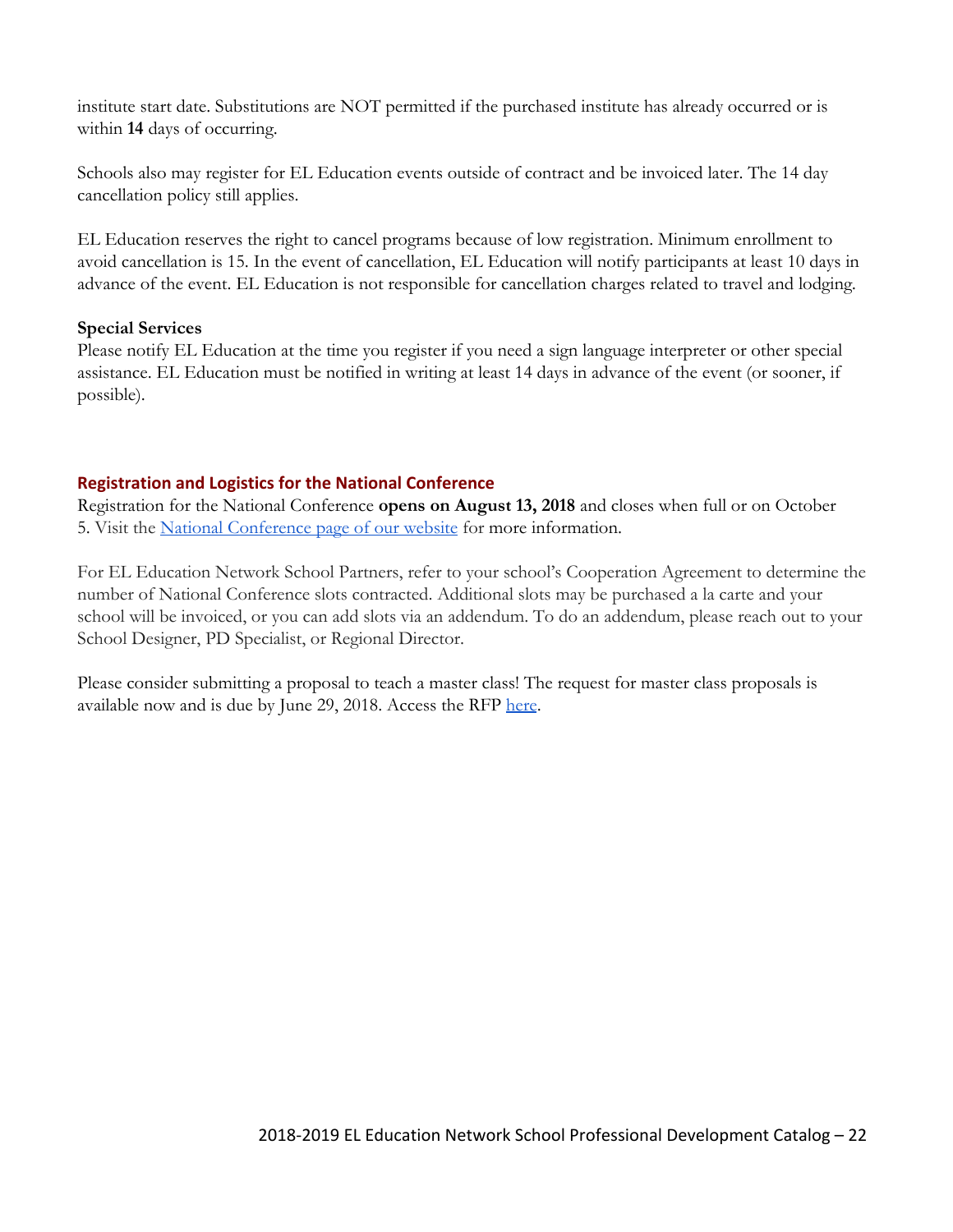institute start date. Substitutions are NOT permitted if the purchased institute has already occurred or is within **14** days of occurring.

Schools also may register for EL Education events outside of contract and be invoiced later. The 14 day cancellation policy still applies.

EL Education reserves the right to cancel programs because of low registration. Minimum enrollment to avoid cancellation is 15. In the event of cancellation, EL Education will notify participants at least 10 days in advance of the event. EL Education is not responsible for cancellation charges related to travel and lodging.

**Special Services**

Please notify EL Education at the time you register if you need a sign language interpreter or other special assistance. EL Education must be notified in writing at least 14 days in advance of the event (or sooner, if possible).

## Registration and Logistics for the National Conference

Registration for the National Conference **opens on August 13, 2018** and closes when full or on October 5. Visit the [National Conference page of our website]() for more information.

For EL Education Network School Partners, refer to your school's Cooperation Agreement to determine the number of National Conference slots contracted. Additional slots may be purchased a la carte and your school will be invoiced, or you can add slots via an addendum. To do an addendum, please reach out to your School Designer, PD Specialist, or Regional Director.

Please consider submitting a proposal to teach a master class! The request for master class proposals is available now and is due by June 29, 2018. Access the RFP [here]().